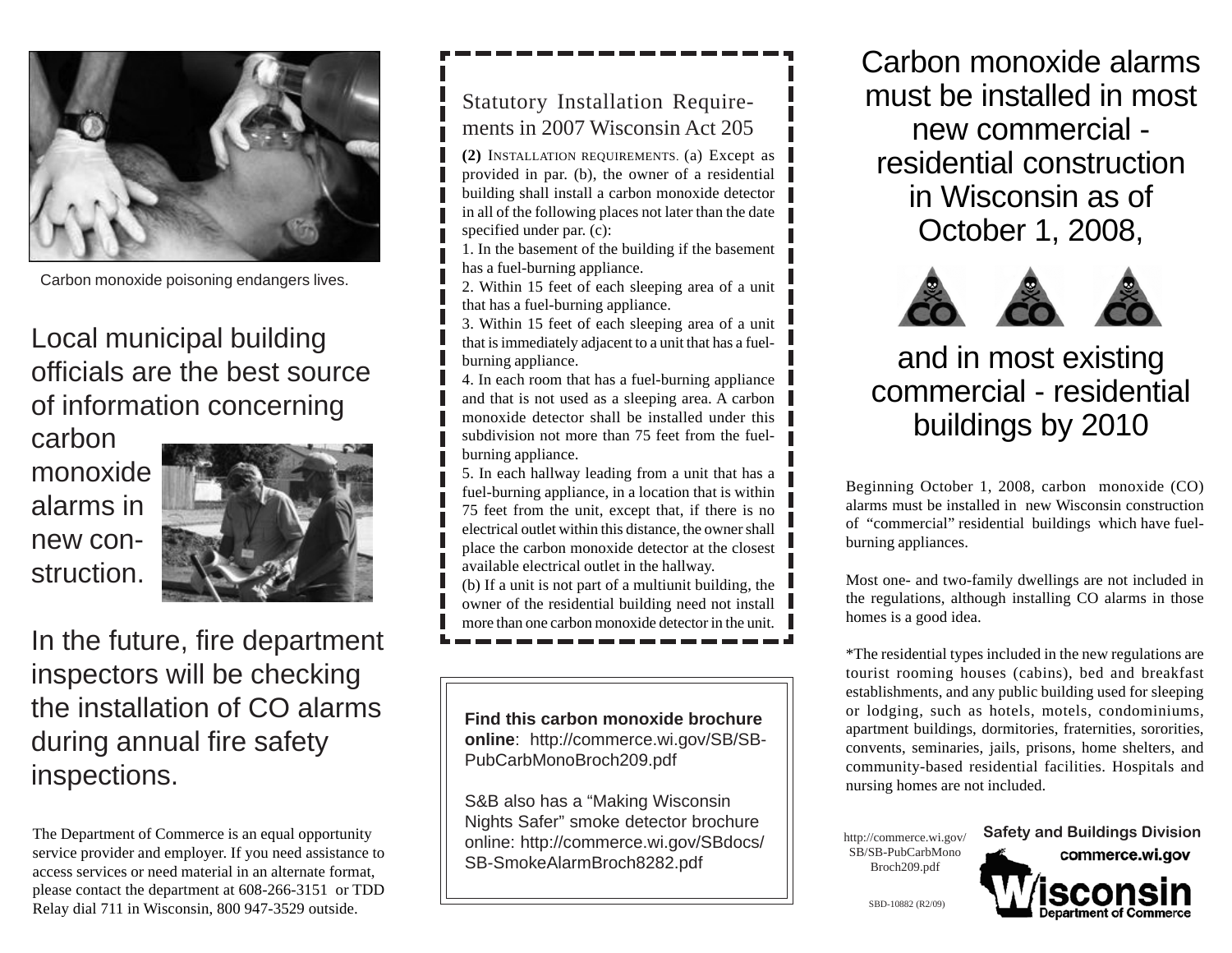Carbon monoxide poisoning endangers lives.

## Local municipal building officials are the best source of information concerning carbon monoxide alarms in new construction.

## In the future, fire department inspectors will be checking the installation of CO alarms during annual fire safety inspections.

The Department of Commerce is an equal opportunity service provider and employer. If you need assistance to access services or need material in an alternate format, please contact the department at 608-266-3151 or TDD Relay dial 711 in Wisconsin, 800 947-3529 outside.

### Statutory Installation Requirements in 2007 Wisconsin Act 205

**(2)** INSTALLATION REQUIREMENTS. (a) Except as provided in par. (b), the owner of a residential building shall install a carbon monoxide detector in all of the following places not later than the date specified under par. (c):

1. In the basement of the building if the basement has a fuel-burning appliance.
2. Within 15 feet of each sleeping area of a unit that has a fuel-burning appliance.
3. Within 15 feet of each sleeping area of a unit that is immediately adjacent to a unit that has a fuel-burning appliance.
4. In each room that has a fuel-burning appliance and that is not used as a sleeping area. A carbon monoxide detector shall be installed under this subdivision not more than 75 feet from the fuel-burning appliance.
5. In each hallway leading from a unit that has a fuel-burning appliance, in a location that is within 75 feet from the unit, except that, if there is no electrical outlet within this distance, the owner shall place the carbon monoxide detector at the closest available electrical outlet in the hallway.

(b) If a unit is not part of a multiunit building, the owner of the residential building need not install more than one carbon monoxide detector in the unit.

**Find this carbon monoxide brochure online**: http://commerce.wi.gov/SB/SB-PubCarbMonoBroch209.pdf

S&B also has a "Making Wisconsin Nights Safer" smoke detector brochure online: http://commerce.wi.gov/SBdocs/SB-SmokeAlarmBroch8282.pdf

# Carbon monoxide alarms must be installed in most new commercial - residential construction in Wisconsin as of October 1, 2008,

# and in most existing commercial - residential buildings by 2010

Beginning October 1, 2008, carbon monoxide (CO) alarms must be installed in new Wisconsin construction of "commercial" residential buildings which have fuel-burning appliances.

Most one- and two-family dwellings are not included in the regulations, although installing CO alarms in those homes is a good idea.

*The residential types included in the new regulations are tourist rooming houses (cabins), bed and breakfast establishments, and any public building used for sleeping or lodging, such as hotels, motels, condominiums, apartment buildings, dormitories, fraternities, sororities, convents, seminaries, jails, prisons, home shelters, and community-based residential facilities. Hospitals and nursing homes are not included.

http://commerce.wi.gov/SB/SB-PubCarbMonoBroch209.pdf

SBD-10882 (R2/09)

Safety and Buildings Division

commerce.wi.gov

Wisconsin Department of Commerce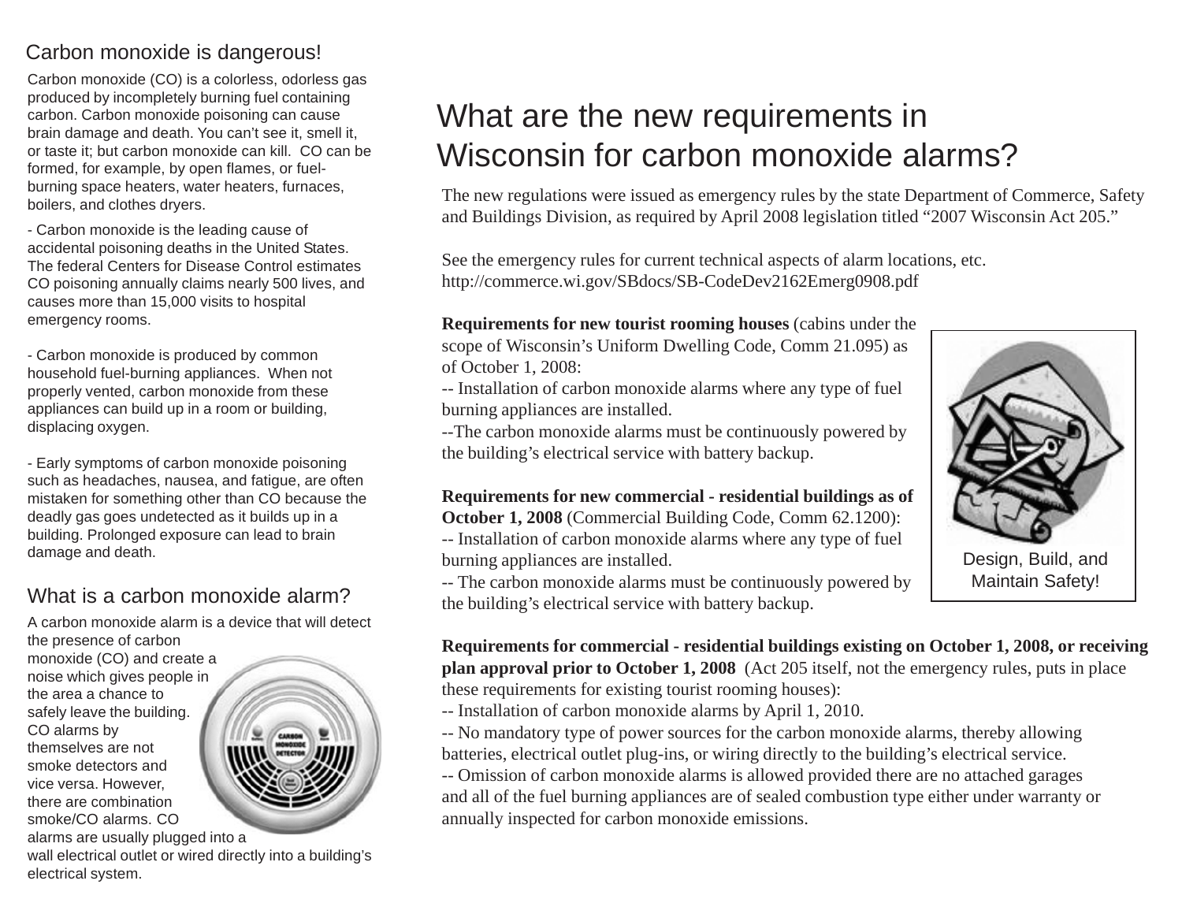## Carbon monoxide is dangerous!

Carbon monoxide (CO) is a colorless, odorless gas produced by incompletely burning fuel containing carbon. Carbon monoxide poisoning can cause brain damage and death. You can't see it, smell it, or taste it; but carbon monoxide can kill. CO can be formed, for example, by open flames, or fuel-burning space heaters, water heaters, furnaces, boilers, and clothes dryers.

- Carbon monoxide is the leading cause of accidental poisoning deaths in the United States. The federal Centers for Disease Control estimates CO poisoning annually claims nearly 500 lives, and causes more than 15,000 visits to hospital emergency rooms.

- Carbon monoxide is produced by common household fuel-burning appliances. When not properly vented, carbon monoxide from these appliances can build up in a room or building, displacing oxygen.

- Early symptoms of carbon monoxide poisoning such as headaches, nausea, and fatigue, are often mistaken for something other than CO because the deadly gas goes undetected as it builds up in a building. Prolonged exposure can lead to brain damage and death.

## What is a carbon monoxide alarm?

A carbon monoxide alarm is a device that will detect the presence of carbon monoxide (CO) and create a noise which gives people in the area a chance to safely leave the building. CO alarms by themselves are not smoke detectors and vice versa. However, there are combination smoke/CO alarms. CO alarms are usually plugged into a wall electrical outlet or wired directly into a building's electrical system.

# What are the new requirements in Wisconsin for carbon monoxide alarms?

The new regulations were issued as emergency rules by the state Department of Commerce, Safety and Buildings Division, as required by April 2008 legislation titled "2007 Wisconsin Act 205."

See the emergency rules for current technical aspects of alarm locations, etc. http://commerce.wi.gov/SBdocs/SB-CodeDev2162Emerg0908.pdf

**Requirements for new tourist rooming houses** (cabins under the scope of Wisconsin's Uniform Dwelling Code, Comm 21.095) as of October 1, 2008:

-- Installation of carbon monoxide alarms where any type of fuel burning appliances are installed.

--The carbon monoxide alarms must be continuously powered by the building's electrical service with battery backup.

**Requirements for new commercial - residential buildings as of October 1, 2008** (Commercial Building Code, Comm 62.1200):

-- Installation of carbon monoxide alarms where any type of fuel burning appliances are installed.

-- The carbon monoxide alarms must be continuously powered by the building's electrical service with battery backup.

Design, Build, and Maintain Safety!

**Requirements for commercial - residential buildings existing on October 1, 2008, or receiving plan approval prior to October 1, 2008** (Act 205 itself, not the emergency rules, puts in place these requirements for existing tourist rooming houses):

-- Installation of carbon monoxide alarms by April 1, 2010.

-- No mandatory type of power sources for the carbon monoxide alarms, thereby allowing batteries, electrical outlet plug-ins, or wiring directly to the building's electrical service.

-- Omission of carbon monoxide alarms is allowed provided there are no attached garages and all of the fuel burning appliances are of sealed combustion type either under warranty or annually inspected for carbon monoxide emissions.